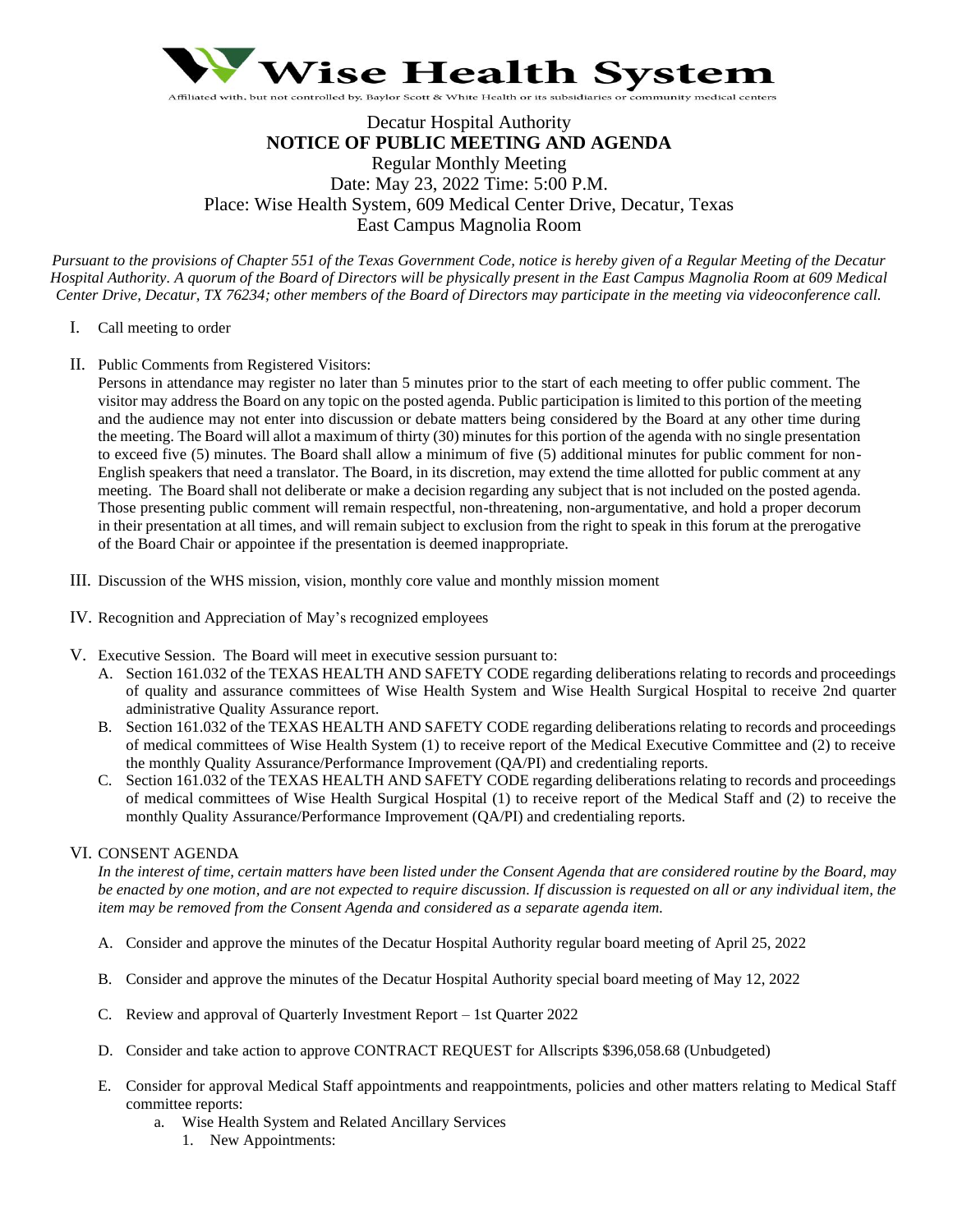# Wise Health System

Affiliated with, but not controlled by, Baylor Scott & White Health or its subsidiaries or community medical centers

Decatur Hospital Authority
**NOTICE OF PUBLIC MEETING AND AGENDA**
Regular Monthly Meeting
Date: May 23, 2022 Time: 5:00 P.M.
Place: Wise Health System, 609 Medical Center Drive, Decatur, Texas
East Campus Magnolia Room

*Pursuant to the provisions of Chapter 551 of the Texas Government Code, notice is hereby given of a Regular Meeting of the Decatur Hospital Authority. A quorum of the Board of Directors will be physically present in the East Campus Magnolia Room at 609 Medical Center Drive, Decatur, TX 76234; other members of the Board of Directors may participate in the meeting via videoconference call.*

I. Call meeting to order

II. Public Comments from Registered Visitors:
Persons in attendance may register no later than 5 minutes prior to the start of each meeting to offer public comment. The visitor may address the Board on any topic on the posted agenda. Public participation is limited to this portion of the meeting and the audience may not enter into discussion or debate matters being considered by the Board at any other time during the meeting. The Board will allot a maximum of thirty (30) minutes for this portion of the agenda with no single presentation to exceed five (5) minutes. The Board shall allow a minimum of five (5) additional minutes for public comment for non-English speakers that need a translator. The Board, in its discretion, may extend the time allotted for public comment at any meeting. The Board shall not deliberate or make a decision regarding any subject that is not included on the posted agenda. Those presenting public comment will remain respectful, non-threatening, non-argumentative, and hold a proper decorum in their presentation at all times, and will remain subject to exclusion from the right to speak in this forum at the prerogative of the Board Chair or appointee if the presentation is deemed inappropriate.

III. Discussion of the WHS mission, vision, monthly core value and monthly mission moment

IV. Recognition and Appreciation of May's recognized employees

V. Executive Session. The Board will meet in executive session pursuant to:
   A. Section 161.032 of the TEXAS HEALTH AND SAFETY CODE regarding deliberations relating to records and proceedings of quality and assurance committees of Wise Health System and Wise Health Surgical Hospital to receive 2nd quarter administrative Quality Assurance report.
   B. Section 161.032 of the TEXAS HEALTH AND SAFETY CODE regarding deliberations relating to records and proceedings of medical committees of Wise Health System (1) to receive report of the Medical Executive Committee and (2) to receive the monthly Quality Assurance/Performance Improvement (QA/PI) and credentialing reports.
   C. Section 161.032 of the TEXAS HEALTH AND SAFETY CODE regarding deliberations relating to records and proceedings of medical committees of Wise Health Surgical Hospital (1) to receive report of the Medical Staff and (2) to receive the monthly Quality Assurance/Performance Improvement (QA/PI) and credentialing reports.

VI. CONSENT AGENDA
*In the interest of time, certain matters have been listed under the Consent Agenda that are considered routine by the Board, may be enacted by one motion, and are not expected to require discussion. If discussion is requested on all or any individual item, the item may be removed from the Consent Agenda and considered as a separate agenda item.*

   A. Consider and approve the minutes of the Decatur Hospital Authority regular board meeting of April 25, 2022

   B. Consider and approve the minutes of the Decatur Hospital Authority special board meeting of May 12, 2022

   C. Review and approval of Quarterly Investment Report – 1st Quarter 2022

   D. Consider and take action to approve CONTRACT REQUEST for Allscripts $396,058.68 (Unbudgeted)

   E. Consider for approval Medical Staff appointments and reappointments, policies and other matters relating to Medical Staff committee reports:
      a. Wise Health System and Related Ancillary Services
         1. New Appointments: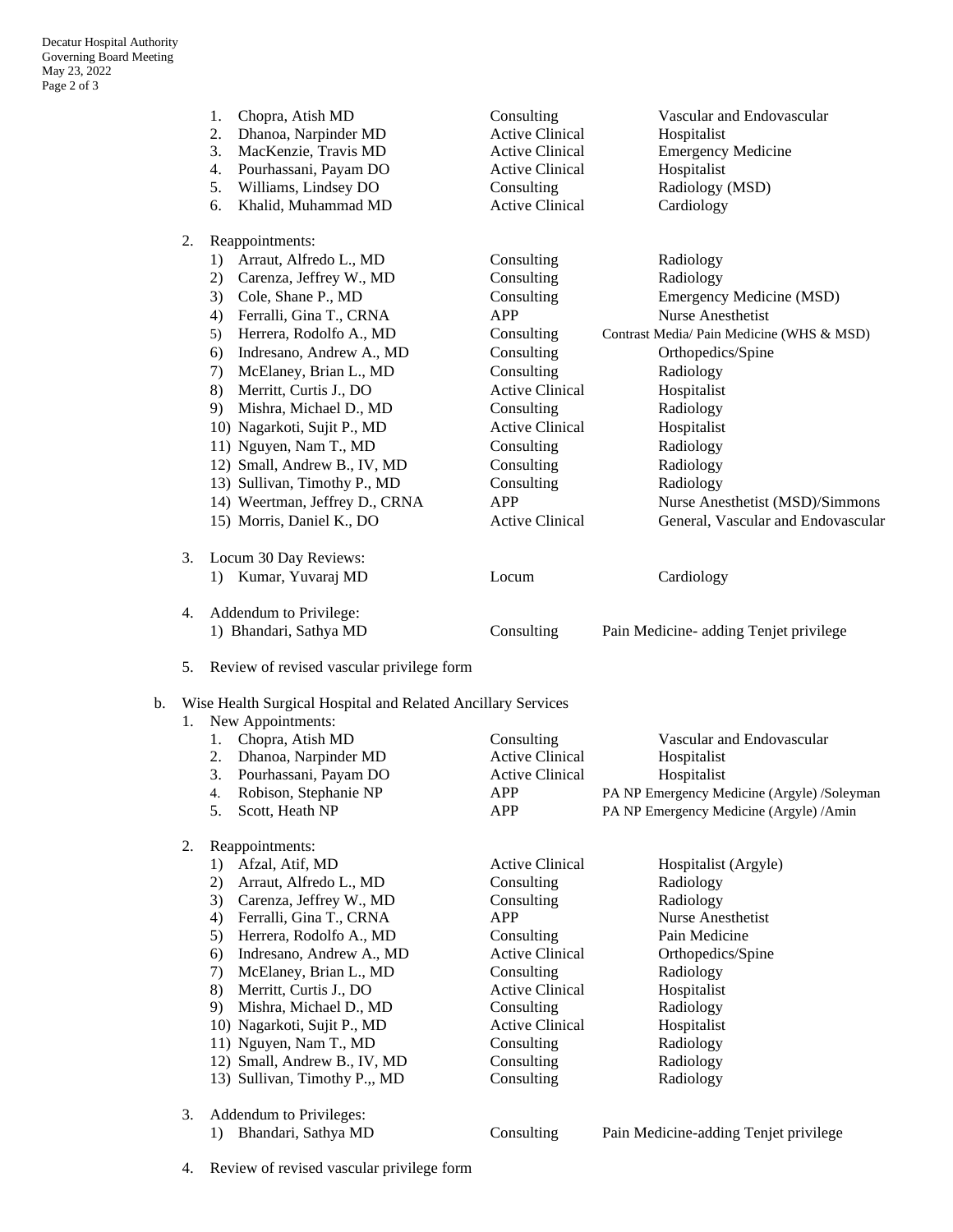1. Chopra, Atish MD — Consulting — Vascular and Endovascular
2. Dhanoa, Narpinder MD — Active Clinical — Hospitalist
3. MacKenzie, Travis MD — Active Clinical — Emergency Medicine
4. Pourhassani, Payam DO — Active Clinical — Hospitalist
5. Williams, Lindsey DO — Consulting — Radiology (MSD)
6. Khalid, Muhammad MD — Active Clinical — Cardiology

2. Reappointments:

| | Name | Category | Specialty |
|---|---|---|---|
| 1) | Arraut, Alfredo L., MD | Consulting | Radiology |
| 2) | Carenza, Jeffrey W., MD | Consulting | Radiology |
| 3) | Cole, Shane P., MD | Consulting | Emergency Medicine (MSD) |
| 4) | Ferralli, Gina T., CRNA | APP | Nurse Anesthetist |
| 5) | Herrera, Rodolfo A., MD | Consulting | Contrast Media/ Pain Medicine (WHS & MSD) |
| 6) | Indresano, Andrew A., MD | Consulting | Orthopedics/Spine |
| 7) | McElaney, Brian L., MD | Consulting | Radiology |
| 8) | Merritt, Curtis J., DO | Active Clinical | Hospitalist |
| 9) | Mishra, Michael D., MD | Consulting | Radiology |
| 10) | Nagarkoti, Sujit P., MD | Active Clinical | Hospitalist |
| 11) | Nguyen, Nam T., MD | Consulting | Radiology |
| 12) | Small, Andrew B., IV, MD | Consulting | Radiology |
| 13) | Sullivan, Timothy P., MD | Consulting | Radiology |
| 14) | Weertman, Jeffrey D., CRNA | APP | Nurse Anesthetist (MSD)/Simmons |
| 15) | Morris, Daniel K., DO | Active Clinical | General, Vascular and Endovascular |

3. Locum 30 Day Reviews:
   1) Kumar, Yuvaraj MD — Locum — Cardiology

4. Addendum to Privilege:
   1) Bhandari, Sathya MD — Consulting — Pain Medicine- adding Tenjet privilege

5. Review of revised vascular privilege form

b. Wise Health Surgical Hospital and Related Ancillary Services

1. New Appointments:

| | Name | Category | Specialty |
|---|---|---|---|
| 1. | Chopra, Atish MD | Consulting | Vascular and Endovascular |
| 2. | Dhanoa, Narpinder MD | Active Clinical | Hospitalist |
| 3. | Pourhassani, Payam DO | Active Clinical | Hospitalist |
| 4. | Robison, Stephanie NP | APP | PA NP Emergency Medicine (Argyle) /Soleyman |
| 5. | Scott, Heath NP | APP | PA NP Emergency Medicine (Argyle) /Amin |

2. Reappointments:

| | Name | Category | Specialty |
|---|---|---|---|
| 1) | Afzal, Atif, MD | Active Clinical | Hospitalist (Argyle) |
| 2) | Arraut, Alfredo L., MD | Consulting | Radiology |
| 3) | Carenza, Jeffrey W., MD | Consulting | Radiology |
| 4) | Ferralli, Gina T., CRNA | APP | Nurse Anesthetist |
| 5) | Herrera, Rodolfo A., MD | Consulting | Pain Medicine |
| 6) | Indresano, Andrew A., MD | Active Clinical | Orthopedics/Spine |
| 7) | McElaney, Brian L., MD | Consulting | Radiology |
| 8) | Merritt, Curtis J., DO | Active Clinical | Hospitalist |
| 9) | Mishra, Michael D., MD | Consulting | Radiology |
| 10) | Nagarkoti, Sujit P., MD | Active Clinical | Hospitalist |
| 11) | Nguyen, Nam T., MD | Consulting | Radiology |
| 12) | Small, Andrew B., IV, MD | Consulting | Radiology |
| 13) | Sullivan, Timothy P.,, MD | Consulting | Radiology |

3. Addendum to Privileges:
   1) Bhandari, Sathya MD — Consulting — Pain Medicine-adding Tenjet privilege

4. Review of revised vascular privilege form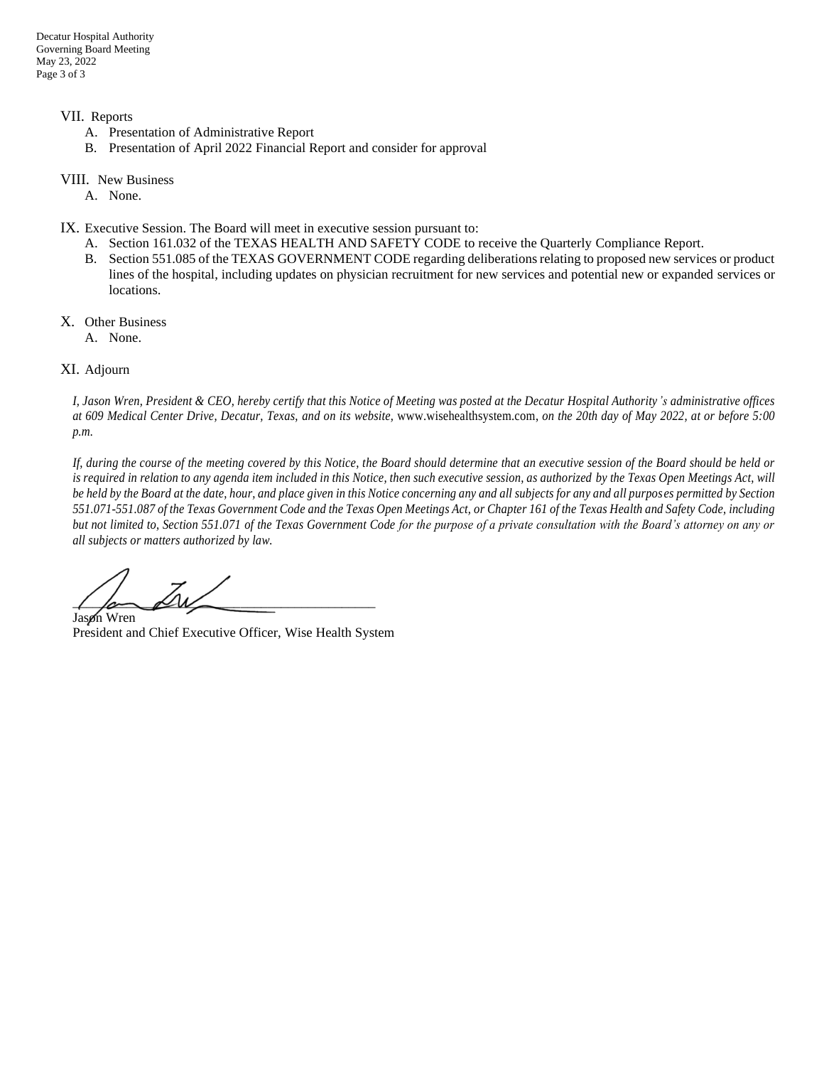VII. Reports
   A. Presentation of Administrative Report
   B. Presentation of April 2022 Financial Report and consider for approval

VIII. New Business
   A. None.

IX. Executive Session. The Board will meet in executive session pursuant to:
   A. Section 161.032 of the TEXAS HEALTH AND SAFETY CODE to receive the Quarterly Compliance Report.
   B. Section 551.085 of the TEXAS GOVERNMENT CODE regarding deliberations relating to proposed new services or product lines of the hospital, including updates on physician recruitment for new services and potential new or expanded services or locations.

X. Other Business
   A. None.

XI. Adjourn

*I, Jason Wren, President & CEO, hereby certify that this Notice of Meeting was posted at the Decatur Hospital Authority's administrative offices at 609 Medical Center Drive, Decatur, Texas, and on its website,* www.wisehealthsystem.com, *on the 20th day of May 2022, at or before 5:00 p.m.*

*If, during the course of the meeting covered by this Notice, the Board should determine that an executive session of the Board should be held or is required in relation to any agenda item included in this Notice, then such executive session, as authorized by the Texas Open Meetings Act, will be held by the Board at the date, hour, and place given in this Notice concerning any and all subjects for any and all purposes permitted by Section 551.071-551.087 of the Texas Government Code and the Texas Open Meetings Act, or Chapter 161 of the Texas Health and Safety Code, including but not limited to, Section 551.071 of the Texas Government Code for the purpose of a private consultation with the Board's attorney on any or all subjects or matters authorized by law.*

\_\_\_\_\_\_\_\_\_\_\_\_\_\_\_\_\_\_\_\_\_\_\_\_\_\_\_\_\_\_\_\_\_\_\_\_

Jason Wren
President and Chief Executive Officer, Wise Health System